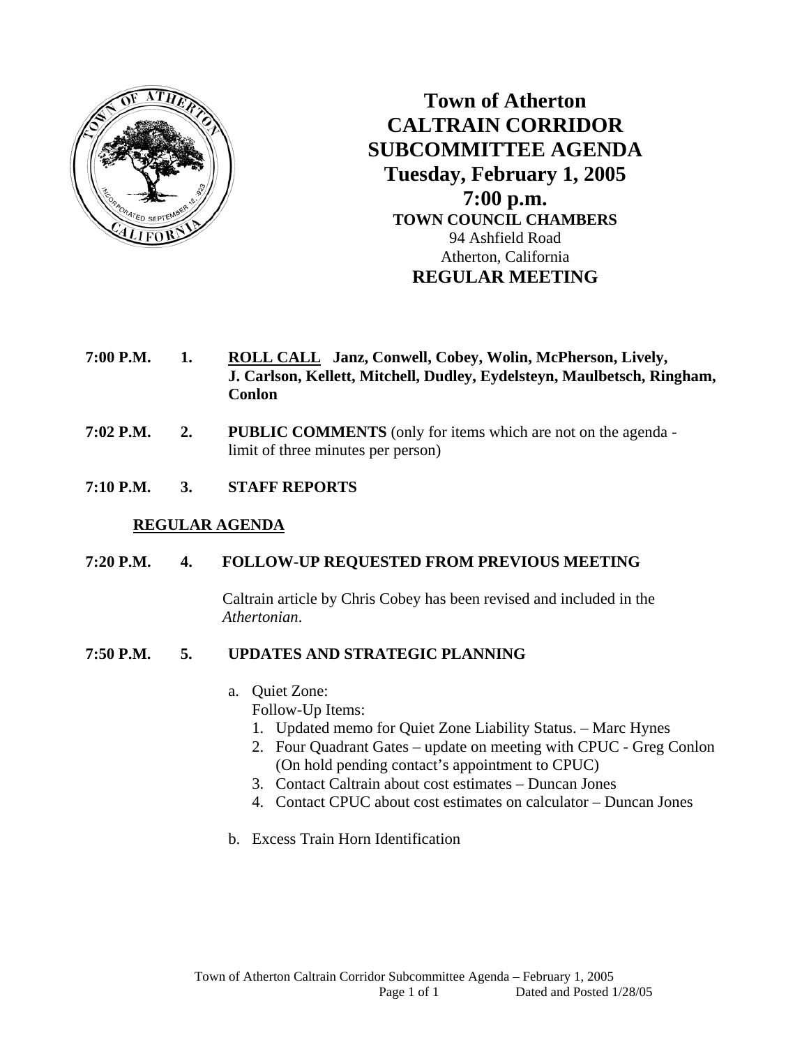# Town of Atherton
# CALTRAIN CORRIDOR SUBCOMMITTEE AGENDA
## Tuesday, February 1, 2005
## 7:00 p.m.
**TOWN COUNCIL CHAMBERS**
94 Ashfield Road
Atherton, California
## REGULAR MEETING

**7:00 P.M.** **1.** **ROLL CALL** **Janz, Conwell, Cobey, Wolin, McPherson, Lively, J. Carlson, Kellett, Mitchell, Dudley, Eydelsteyn, Maulbetsch, Ringham, Conlon**

**7:02 P.M.** **2.** **PUBLIC COMMENTS** (only for items which are not on the agenda - limit of three minutes per person)

**7:10 P.M.** **3.** **STAFF REPORTS**

**REGULAR AGENDA**

**7:20 P.M.** **4.** **FOLLOW-UP REQUESTED FROM PREVIOUS MEETING**

Caltrain article by Chris Cobey has been revised and included in the *Athertonian*.

**7:50 P.M.** **5.** **UPDATES AND STRATEGIC PLANNING**

a. Quiet Zone:
   Follow-Up Items:
   1. Updated memo for Quiet Zone Liability Status. – Marc Hynes
   2. Four Quadrant Gates – update on meeting with CPUC - Greg Conlon (On hold pending contact's appointment to CPUC)
   3. Contact Caltrain about cost estimates – Duncan Jones
   4. Contact CPUC about cost estimates on calculator – Duncan Jones

b. Excess Train Horn Identification

Town of Atherton Caltrain Corridor Subcommittee Agenda – February 1, 2005
Dated and Posted 1/28/05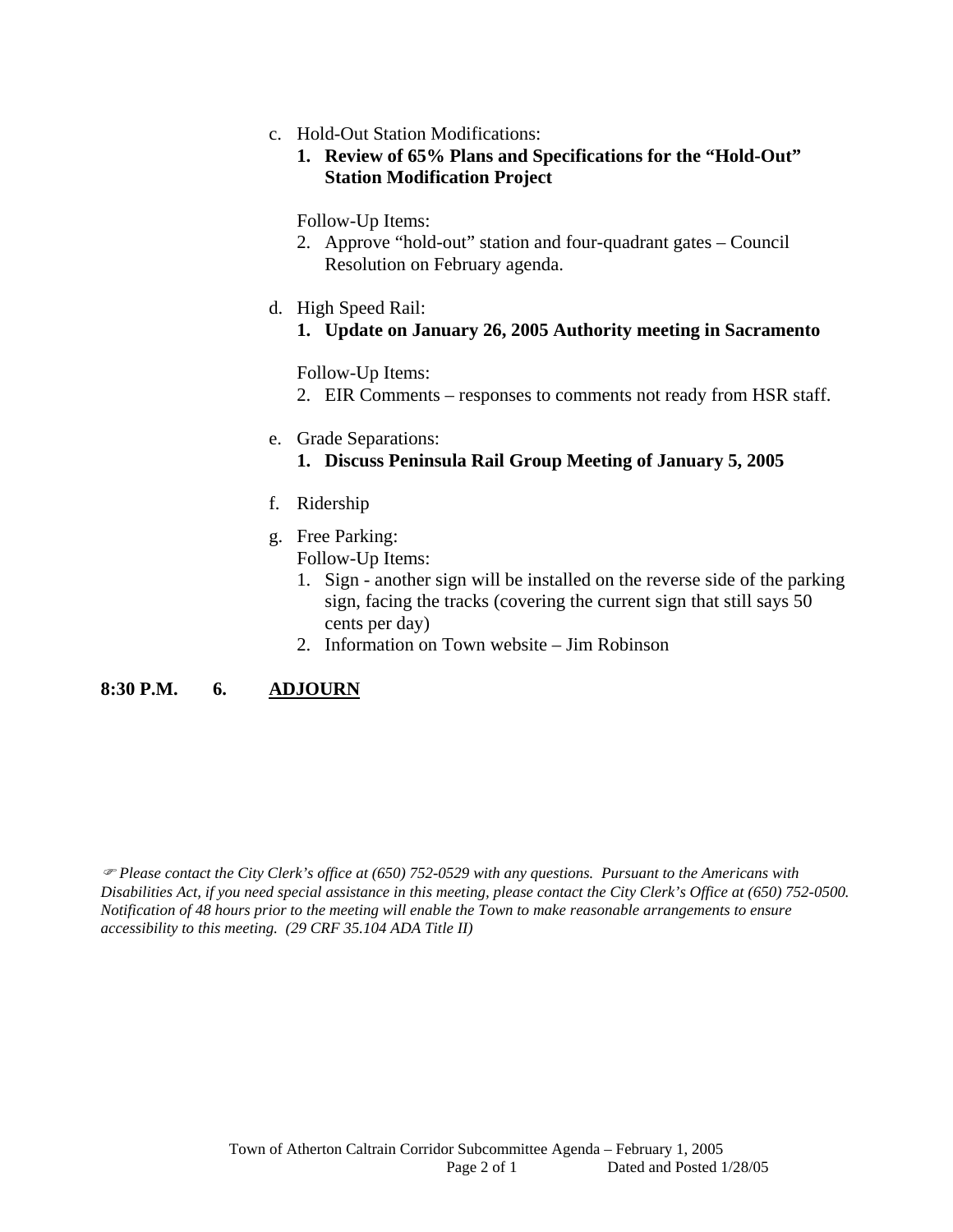c. Hold-Out Station Modifications:

   1. **Review of 65% Plans and Specifications for the "Hold-Out" Station Modification Project**

   Follow-Up Items:

   2. Approve "hold-out" station and four-quadrant gates – Council Resolution on February agenda.

d. High Speed Rail:

   1. **Update on January 26, 2005 Authority meeting in Sacramento**

   Follow-Up Items:

   2. EIR Comments – responses to comments not ready from HSR staff.

e. Grade Separations:

   1. **Discuss Peninsula Rail Group Meeting of January 5, 2005**

f. Ridership

g. Free Parking:

   Follow-Up Items:

   1. Sign - another sign will be installed on the reverse side of the parking sign, facing the tracks (covering the current sign that still says 50 cents per day)
   2. Information on Town website – Jim Robinson

**8:30 P.M. 6. <u>ADJOURN</u>**

☞ *Please contact the City Clerk's office at (650) 752-0529 with any questions. Pursuant to the Americans with Disabilities Act, if you need special assistance in this meeting, please contact the City Clerk's Office at (650) 752-0500. Notification of 48 hours prior to the meeting will enable the Town to make reasonable arrangements to ensure accessibility to this meeting. (29 CRF 35.104 ADA Title II)*

Dated and Posted 1/28/05